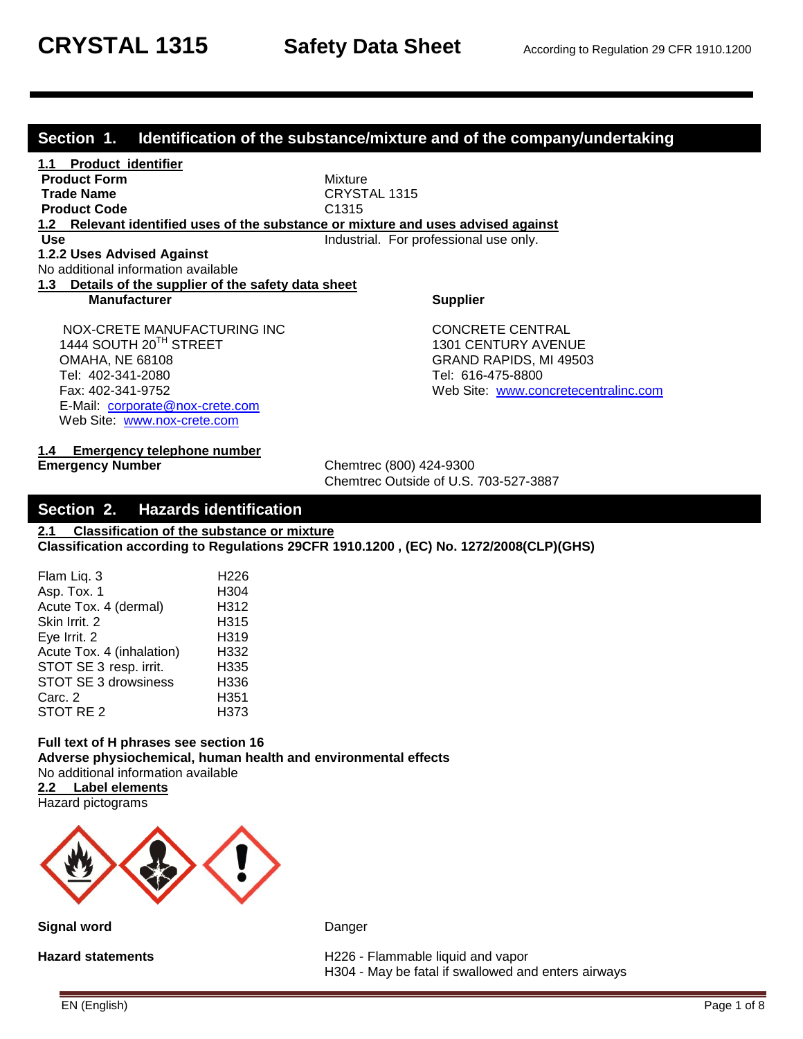# CRYSTAL 1315 Safety Data Sheet

According to Regulation 29 CFR 1910.1200

## Section 1. Identification of the substance/mixture and of the company/undertaking

**1.1 Product identifier**

| | |
|---|---|
| **Product Form** | Mixture |
| **Trade Name** | CRYSTAL 1315 |
| **Product Code** | C1315 |

**1.2 Relevant identified uses of the substance or mixture and uses advised against**

| | |
|---|---|
| **Use** | Industrial. For professional use only. |

**1.2.2 Uses Advised Against**

No additional information available

**1.3 Details of the supplier of the safety data sheet**

**Manufacturer**

NOX-CRETE MANUFACTURING INC
1444 SOUTH 20TH STREET
OMAHA, NE 68108
Tel: 402-341-2080
Fax: 402-341-9752
E-Mail: corporate@nox-crete.com
Web Site: www.nox-crete.com

**Supplier**

CONCRETE CENTRAL
1301 CENTURY AVENUE
GRAND RAPIDS, MI 49503
Tel: 616-475-8800
Web Site: www.concretecentralinc.com

**1.4 Emergency telephone number**

**Emergency Number** Chemtrec (800) 424-9300
Chemtrec Outside of U.S. 703-527-3887

## Section 2. Hazards identification

**2.1 Classification of the substance or mixture**

**Classification according to Regulations 29CFR 1910.1200 , (EC) No. 1272/2008(CLP)(GHS)**

| | |
|---|---|
| Flam Liq. 3 | H226 |
| Asp. Tox. 1 | H304 |
| Acute Tox. 4 (dermal) | H312 |
| Skin Irrit. 2 | H315 |
| Eye Irrit. 2 | H319 |
| Acute Tox. 4 (inhalation) | H332 |
| STOT SE 3 resp. irrit. | H335 |
| STOT SE 3 drowsiness | H336 |
| Carc. 2 | H351 |
| STOT RE 2 | H373 |

**Full text of H phrases see section 16**

**Adverse physiochemical, human health and environmental effects**

No additional information available

**2.2 Label elements**

Hazard pictograms

**Signal word** Danger

**Hazard statements**

H226 - Flammable liquid and vapor
H304 - May be fatal if swallowed and enters airways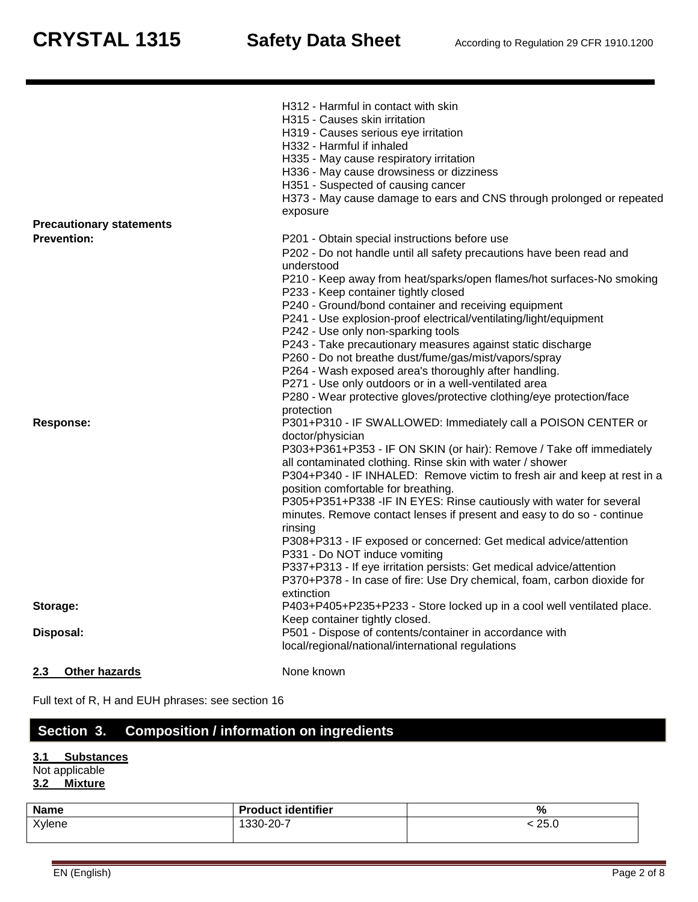H312 - Harmful in contact with skin
H315 - Causes skin irritation
H319 - Causes serious eye irritation
H332 - Harmful if inhaled
H335 - May cause respiratory irritation
H336 - May cause drowsiness or dizziness
H351 - Suspected of causing cancer
H373 - May cause damage to ears and CNS through prolonged or repeated exposure

**Precautionary statements**

**Prevention:**

P201 - Obtain special instructions before use
P202 - Do not handle until all safety precautions have been read and understood
P210 - Keep away from heat/sparks/open flames/hot surfaces-No smoking
P233 - Keep container tightly closed
P240 - Ground/bond container and receiving equipment
P241 - Use explosion-proof electrical/ventilating/light/equipment
P242 - Use only non-sparking tools
P243 - Take precautionary measures against static discharge
P260 - Do not breathe dust/fume/gas/mist/vapors/spray
P264 - Wash exposed area's thoroughly after handling.
P271 - Use only outdoors or in a well-ventilated area
P280 - Wear protective gloves/protective clothing/eye protection/face protection

**Response:**

P301+P310 - IF SWALLOWED: Immediately call a POISON CENTER or doctor/physician
P303+P361+P353 - IF ON SKIN (or hair): Remove / Take off immediately all contaminated clothing. Rinse skin with water / shower
P304+P340 - IF INHALED: Remove victim to fresh air and keep at rest in a position comfortable for breathing.
P305+P351+P338 -IF IN EYES: Rinse cautiously with water for several minutes. Remove contact lenses if present and easy to do so - continue rinsing
P308+P313 - IF exposed or concerned: Get medical advice/attention
P331 - Do NOT induce vomiting
P337+P313 - If eye irritation persists: Get medical advice/attention
P370+P378 - In case of fire: Use Dry chemical, foam, carbon dioxide for extinction

**Storage:**

P403+P405+P235+P233 - Store locked up in a cool well ventilated place. Keep container tightly closed.

**Disposal:**

P501 - Dispose of contents/container in accordance with local/regional/national/international regulations

**2.3 Other hazards** None known

Full text of R, H and EUH phrases: see section 16

## Section 3. Composition / information on ingredients

**3.1 Substances**

Not applicable

**3.2 Mixture**

| Name | Product identifier | % |
|---|---|---|
| Xylene | 1330-20-7 | < 25.0 |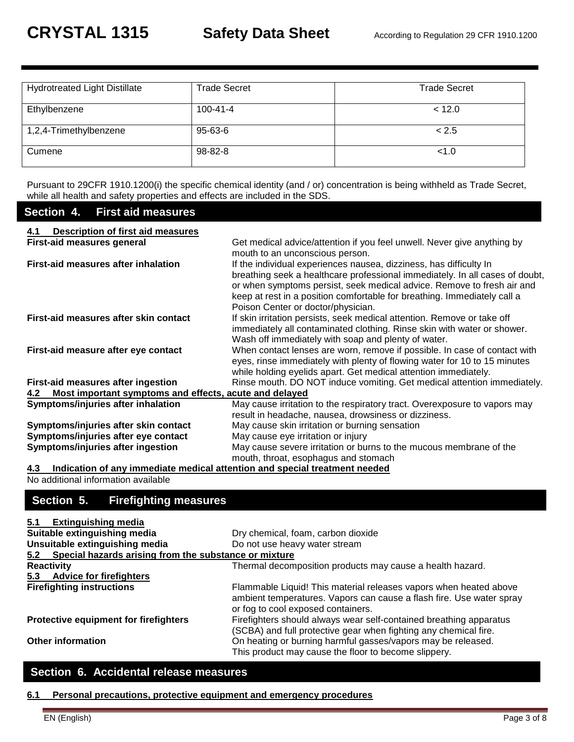| Hydrotreated Light Distillate | Trade Secret | Trade Secret |
|---|---|---|
| Ethylbenzene | 100-41-4 | < 12.0 |
| 1,2,4-Trimethylbenzene | 95-63-6 | < 2.5 |
| Cumene | 98-82-8 | <1.0 |

Pursuant to 29CFR 1910.1200(i) the specific chemical identity (and / or) concentration is being withheld as Trade Secret, while all health and safety properties and effects are included in the SDS.

## Section 4. First aid measures

**4.1 Description of first aid measures**

**First-aid measures general** — Get medical advice/attention if you feel unwell. Never give anything by mouth to an unconscious person.

**First-aid measures after inhalation** — If the individual experiences nausea, dizziness, has difficulty In breathing seek a healthcare professional immediately. In all cases of doubt, or when symptoms persist, seek medical advice. Remove to fresh air and keep at rest in a position comfortable for breathing. Immediately call a Poison Center or doctor/physician.

**First-aid measures after skin contact** — If skin irritation persists, seek medical attention. Remove or take off immediately all contaminated clothing. Rinse skin with water or shower. Wash off immediately with soap and plenty of water.

**First-aid measure after eye contact** — When contact lenses are worn, remove if possible. In case of contact with eyes, rinse immediately with plenty of flowing water for 10 to 15 minutes while holding eyelids apart. Get medical attention immediately.

**First-aid measures after ingestion** — Rinse mouth. DO NOT induce vomiting. Get medical attention immediately.

**4.2 Most important symptoms and effects, acute and delayed**

**Symptoms/injuries after inhalation** — May cause irritation to the respiratory tract. Overexposure to vapors may result in headache, nausea, drowsiness or dizziness.

**Symptoms/injuries after skin contact** — May cause skin irritation or burning sensation

**Symptoms/injuries after eye contact** — May cause eye irritation or injury

**Symptoms/injuries after ingestion** — May cause severe irritation or burns to the mucous membrane of the mouth, throat, esophagus and stomach

**4.3 Indication of any immediate medical attention and special treatment needed**

No additional information available

## Section 5. Firefighting measures

**5.1 Extinguishing media**

**Suitable extinguishing media** — Dry chemical, foam, carbon dioxide

**Unsuitable extinguishing media** — Do not use heavy water stream

**5.2 Special hazards arising from the substance or mixture**

**Reactivity** — Thermal decomposition products may cause a health hazard.

**5.3 Advice for firefighters**

**Firefighting instructions** — Flammable Liquid! This material releases vapors when heated above ambient temperatures. Vapors can cause a flash fire. Use water spray or fog to cool exposed containers.

**Protective equipment for firefighters** — Firefighters should always wear self-contained breathing apparatus (SCBA) and full protective gear when fighting any chemical fire.

**Other information** — On heating or burning harmful gasses/vapors may be released. This product may cause the floor to become slippery.

## Section 6. Accidental release measures

**6.1 Personal precautions, protective equipment and emergency procedures**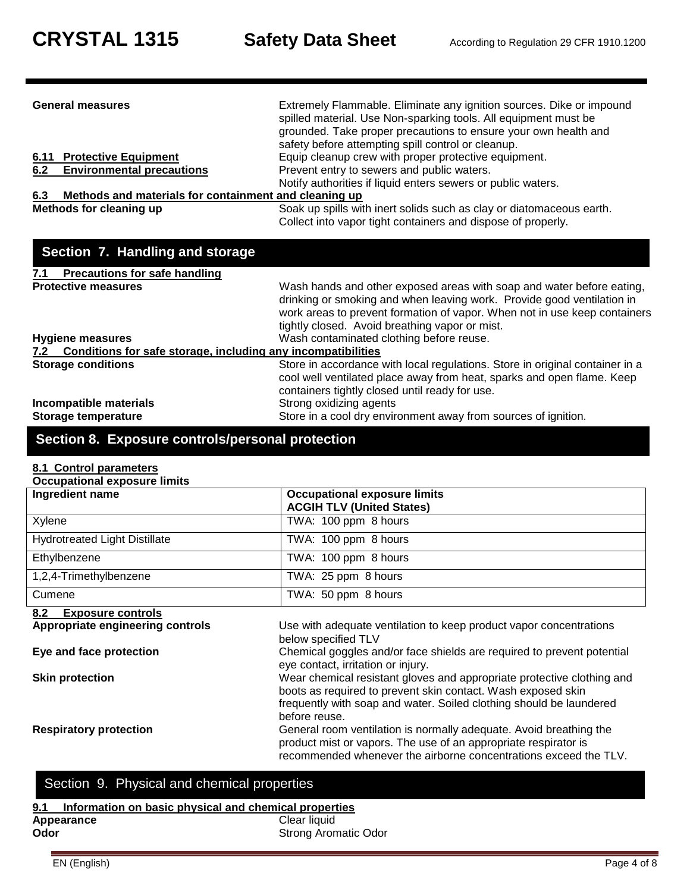**General measures** Extremely Flammable. Eliminate any ignition sources. Dike or impound spilled material. Use Non-sparking tools. All equipment must be grounded. Take proper precautions to ensure your own health and safety before attempting spill control or cleanup.

**6.11 Protective Equipment** Equip cleanup crew with proper protective equipment.

**6.2 Environmental precautions** Prevent entry to sewers and public waters. Notify authorities if liquid enters sewers or public waters.

**6.3 Methods and materials for containment and cleaning up**

**Methods for cleaning up** Soak up spills with inert solids such as clay or diatomaceous earth. Collect into vapor tight containers and dispose of properly.

## Section 7. Handling and storage

**7.1 Precautions for safe handling**

**Protective measures** Wash hands and other exposed areas with soap and water before eating, drinking or smoking and when leaving work. Provide good ventilation in work areas to prevent formation of vapor. When not in use keep containers tightly closed. Avoid breathing vapor or mist.

**Hygiene measures** Wash contaminated clothing before reuse.

**7.2 Conditions for safe storage, including any incompatibilities**

**Storage conditions** Store in accordance with local regulations. Store in original container in a cool well ventilated place away from heat, sparks and open flame. Keep containers tightly closed until ready for use.

**Incompatible materials** Strong oxidizing agents

**Storage temperature** Store in a cool dry environment away from sources of ignition.

## Section 8. Exposure controls/personal protection

**8.1 Control parameters**

**Occupational exposure limits**

| Ingredient name | Occupational exposure limits ACGIH TLV (United States) |
|---|---|
| Xylene | TWA: 100 ppm 8 hours |
| Hydrotreated Light Distillate | TWA: 100 ppm 8 hours |
| Ethylbenzene | TWA: 100 ppm 8 hours |
| 1,2,4-Trimethylbenzene | TWA: 25 ppm 8 hours |
| Cumene | TWA: 50 ppm 8 hours |

**8.2 Exposure controls**

**Appropriate engineering controls** Use with adequate ventilation to keep product vapor concentrations below specified TLV

**Eye and face protection** Chemical goggles and/or face shields are required to prevent potential eye contact, irritation or injury.

**Skin protection** Wear chemical resistant gloves and appropriate protective clothing and boots as required to prevent skin contact. Wash exposed skin frequently with soap and water. Soiled clothing should be laundered before reuse.

**Respiratory protection** General room ventilation is normally adequate. Avoid breathing the product mist or vapors. The use of an appropriate respirator is recommended whenever the airborne concentrations exceed the TLV.

## Section 9. Physical and chemical properties

**9.1 Information on basic physical and chemical properties**

**Appearance** Clear liquid

**Odor** Strong Aromatic Odor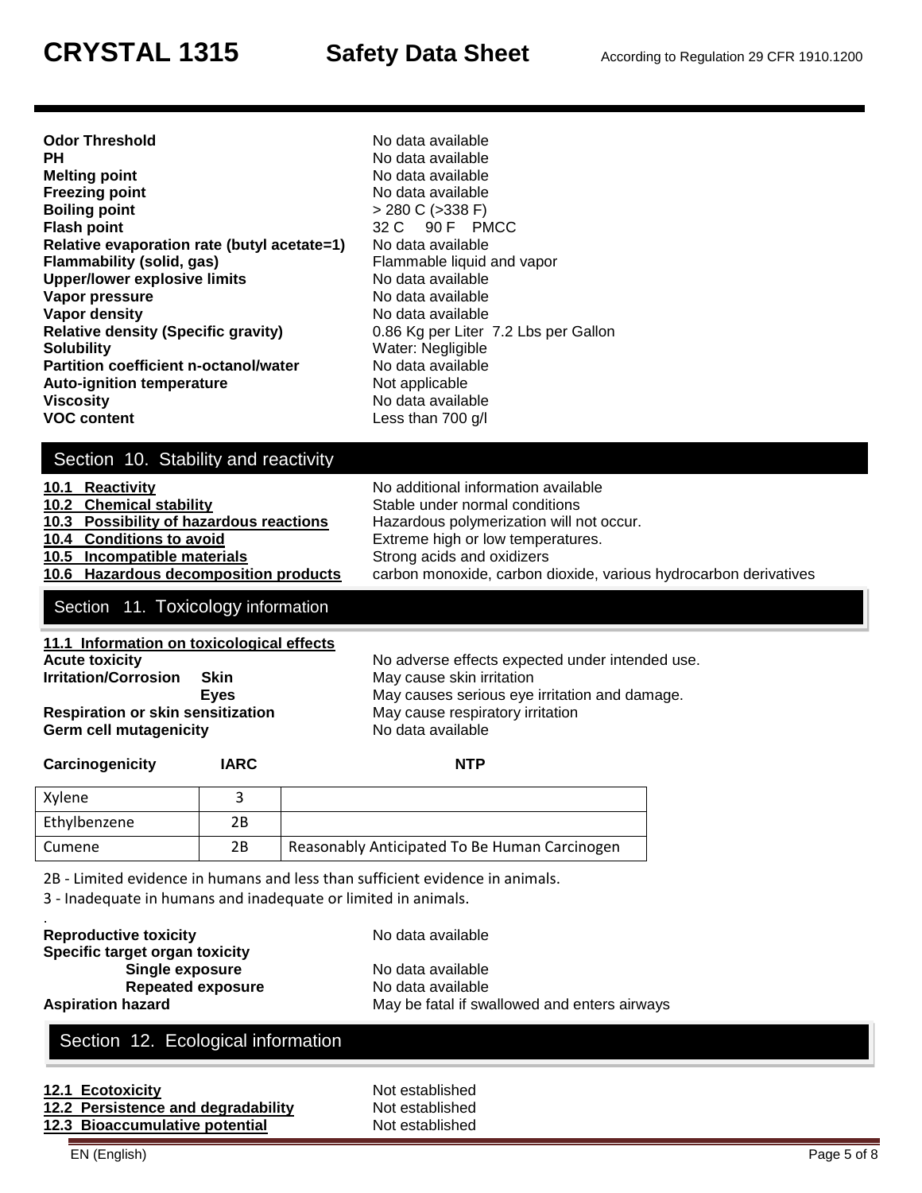| | |
|---|---|
| **Odor Threshold** | No data available |
| **PH** | No data available |
| **Melting point** | No data available |
| **Freezing point** | No data available |
| **Boiling point** | > 280 C (>338 F) |
| **Flash point** | 32 C 90 F PMCC |
| **Relative evaporation rate (butyl acetate=1)** | No data available |
| **Flammability (solid, gas)** | Flammable liquid and vapor |
| **Upper/lower explosive limits** | No data available |
| **Vapor pressure** | No data available |
| **Vapor density** | No data available |
| **Relative density (Specific gravity)** | 0.86 Kg per Liter 7.2 Lbs per Gallon |
| **Solubility** | Water: Negligible |
| **Partition coefficient n-octanol/water** | No data available |
| **Auto-ignition temperature** | Not applicable |
| **Viscosity** | No data available |
| **VOC content** | Less than 700 g/l |

## Section 10. Stability and reactivity

| | |
|---|---|
| **10.1 Reactivity** | No additional information available |
| **10.2 Chemical stability** | Stable under normal conditions |
| **10.3 Possibility of hazardous reactions** | Hazardous polymerization will not occur. |
| **10.4 Conditions to avoid** | Extreme high or low temperatures. |
| **10.5 Incompatible materials** | Strong acids and oxidizers |
| **10.6 Hazardous decomposition products** | carbon monoxide, carbon dioxide, various hydrocarbon derivatives |

## Section 11. Toxicology information

**11.1 Information on toxicological effects**

| | |
|---|---|
| **Acute toxicity** | No adverse effects expected under intended use. |
| **Irritation/Corrosion Skin** | May cause skin irritation |
| **Eyes** | May causes serious eye irritation and damage. |
| **Respiration or skin sensitization** | May cause respiratory irritation |
| **Germ cell mutagenicity** | No data available |

| Carcinogenicity | IARC | NTP |
|---|---|---|
| Xylene | 3 | |
| Ethylbenzene | 2B | |
| Cumene | 2B | Reasonably Anticipated To Be Human Carcinogen |

2B - Limited evidence in humans and less than sufficient evidence in animals.

3 - Inadequate in humans and inadequate or limited in animals.

.

| | |
|---|---|
| **Reproductive toxicity** | No data available |
| **Specific target organ toxicity** | |
| **Single exposure** | No data available |
| **Repeated exposure** | No data available |
| **Aspiration hazard** | May be fatal if swallowed and enters airways |

## Section 12. Ecological information

| | |
|---|---|
| **12.1 Ecotoxicity** | Not established |
| **12.2 Persistence and degradability** | Not established |
| **12.3 Bioaccumulative potential** | Not established |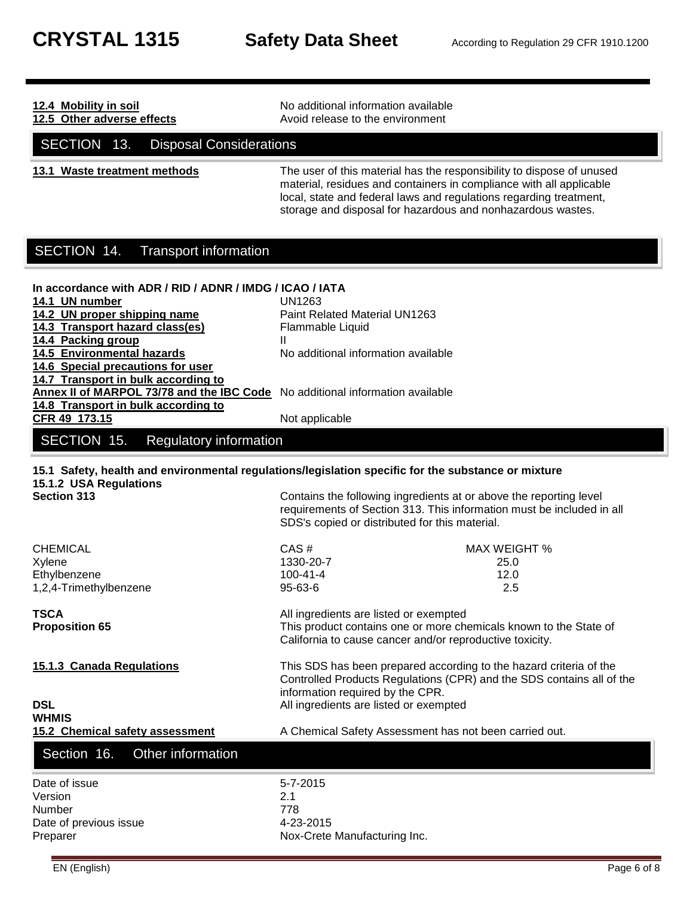**12.4 Mobility in soil** No additional information available

**12.5 Other adverse effects** Avoid release to the environment

## SECTION 13. Disposal Considerations

**13.1 Waste treatment methods** The user of this material has the responsibility to dispose of unused material, residues and containers in compliance with all applicable local, state and federal laws and regulations regarding treatment, storage and disposal for hazardous and nonhazardous wastes.

## SECTION 14. Transport information

**In accordance with ADR / RID / ADNR / IMDG / ICAO / IATA**

| | |
|---|---|
| **14.1 UN number** | UN1263 |
| **14.2 UN proper shipping name** | Paint Related Material UN1263 |
| **14.3 Transport hazard class(es)** | Flammable Liquid |
| **14.4 Packing group** | II |
| **14.5 Environmental hazards** | No additional information available |
| **14.6 Special precautions for user** | |
| **14.7 Transport in bulk according to Annex II of MARPOL 73/78 and the IBC Code** | No additional information available |
| **14.8 Transport in bulk according to CFR 49 173.15** | Not applicable |

## SECTION 15. Regulatory information

**15.1 Safety, health and environmental regulations/legislation specific for the substance or mixture**

**15.1.2 USA Regulations**

**Section 313** Contains the following ingredients at or above the reporting level requirements of Section 313. This information must be included in all SDS's copied or distributed for this material.

| CHEMICAL | CAS # | MAX WEIGHT % |
|---|---|---|
| Xylene | 1330-20-7 | 25.0 |
| Ethylbenzene | 100-41-4 | 12.0 |
| 1,2,4-Trimethylbenzene | 95-63-6 | 2.5 |

**TSCA** All ingredients are listed or exempted

**Proposition 65** This product contains one or more chemicals known to the State of California to cause cancer and/or reproductive toxicity.

**15.1.3 Canada Regulations** This SDS has been prepared according to the hazard criteria of the Controlled Products Regulations (CPR) and the SDS contains all of the information required by the CPR.

**DSL** All ingredients are listed or exempted

**WHMIS**

**15.2 Chemical safety assessment** A Chemical Safety Assessment has not been carried out.

## Section 16. Other information

| | |
|---|---|
| Date of issue | 5-7-2015 |
| Version | 2.1 |
| Number | 778 |
| Date of previous issue | 4-23-2015 |
| Preparer | Nox-Crete Manufacturing Inc. |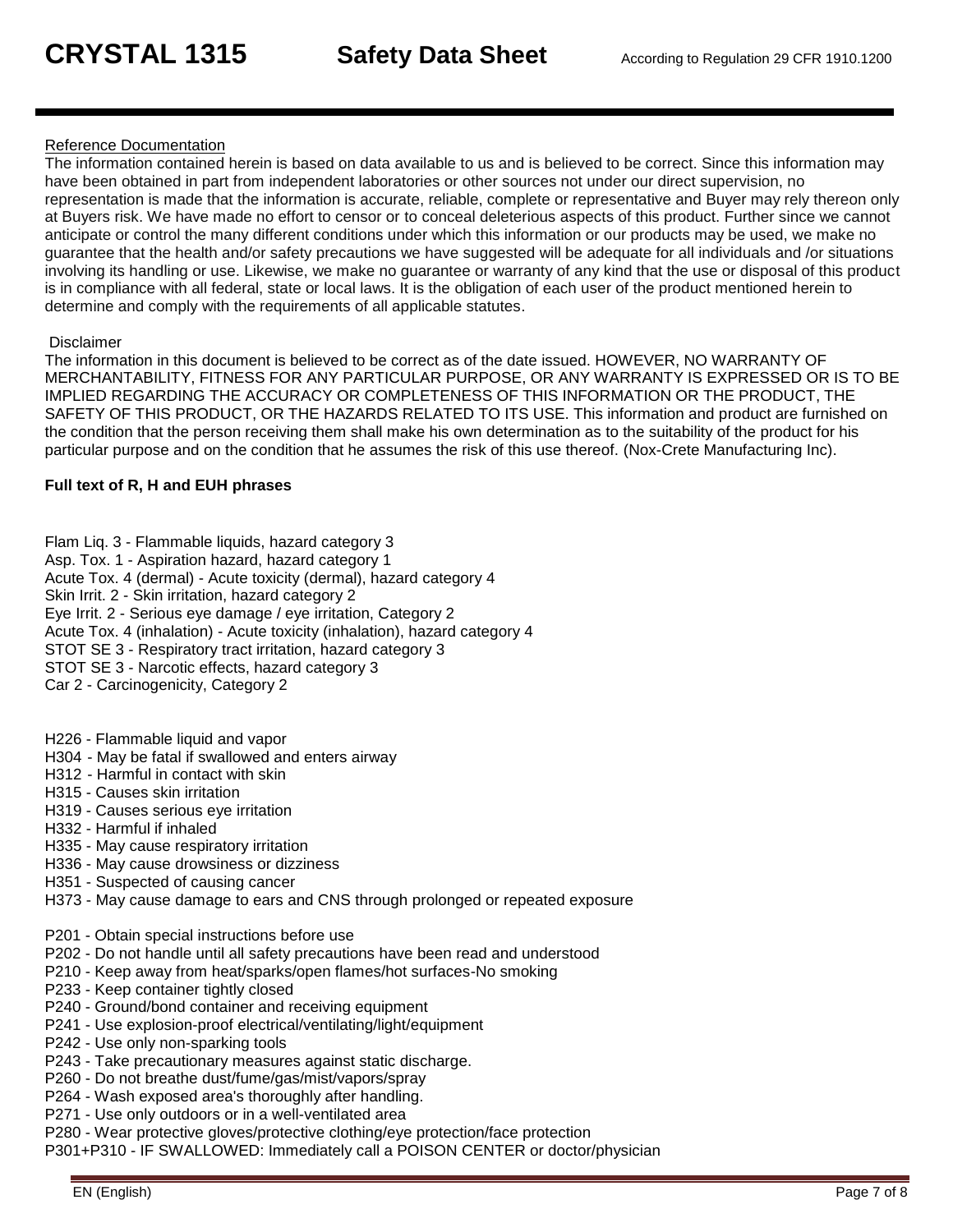Reference Documentation

The information contained herein is based on data available to us and is believed to be correct. Since this information may have been obtained in part from independent laboratories or other sources not under our direct supervision, no representation is made that the information is accurate, reliable, complete or representative and Buyer may rely thereon only at Buyers risk. We have made no effort to censor or to conceal deleterious aspects of this product. Further since we cannot anticipate or control the many different conditions under which this information or our products may be used, we make no guarantee that the health and/or safety precautions we have suggested will be adequate for all individuals and /or situations involving its handling or use. Likewise, we make no guarantee or warranty of any kind that the use or disposal of this product is in compliance with all federal, state or local laws. It is the obligation of each user of the product mentioned herein to determine and comply with the requirements of all applicable statutes.

Disclaimer

The information in this document is believed to be correct as of the date issued. HOWEVER, NO WARRANTY OF MERCHANTABILITY, FITNESS FOR ANY PARTICULAR PURPOSE, OR ANY WARRANTY IS EXPRESSED OR IS TO BE IMPLIED REGARDING THE ACCURACY OR COMPLETENESS OF THIS INFORMATION OR THE PRODUCT, THE SAFETY OF THIS PRODUCT, OR THE HAZARDS RELATED TO ITS USE. This information and product are furnished on the condition that the person receiving them shall make his own determination as to the suitability of the product for his particular purpose and on the condition that he assumes the risk of this use thereof. (Nox-Crete Manufacturing Inc).

**Full text of R, H and EUH phrases**

Flam Liq. 3 - Flammable liquids, hazard category 3
Asp. Tox. 1 - Aspiration hazard, hazard category 1
Acute Tox. 4 (dermal) - Acute toxicity (dermal), hazard category 4
Skin Irrit. 2 - Skin irritation, hazard category 2
Eye Irrit. 2 - Serious eye damage / eye irritation, Category 2
Acute Tox. 4 (inhalation) - Acute toxicity (inhalation), hazard category 4
STOT SE 3 - Respiratory tract irritation, hazard category 3
STOT SE 3 - Narcotic effects, hazard category 3
Car 2 - Carcinogenicity, Category 2

H226 - Flammable liquid and vapor
H304 - May be fatal if swallowed and enters airway
H312 - Harmful in contact with skin
H315 - Causes skin irritation
H319 - Causes serious eye irritation
H332 - Harmful if inhaled
H335 - May cause respiratory irritation
H336 - May cause drowsiness or dizziness
H351 - Suspected of causing cancer
H373 - May cause damage to ears and CNS through prolonged or repeated exposure

P201 - Obtain special instructions before use
P202 - Do not handle until all safety precautions have been read and understood
P210 - Keep away from heat/sparks/open flames/hot surfaces-No smoking
P233 - Keep container tightly closed
P240 - Ground/bond container and receiving equipment
P241 - Use explosion-proof electrical/ventilating/light/equipment
P242 - Use only non-sparking tools
P243 - Take precautionary measures against static discharge.
P260 - Do not breathe dust/fume/gas/mist/vapors/spray
P264 - Wash exposed area's thoroughly after handling.
P271 - Use only outdoors or in a well-ventilated area
P280 - Wear protective gloves/protective clothing/eye protection/face protection
P301+P310 - IF SWALLOWED: Immediately call a POISON CENTER or doctor/physician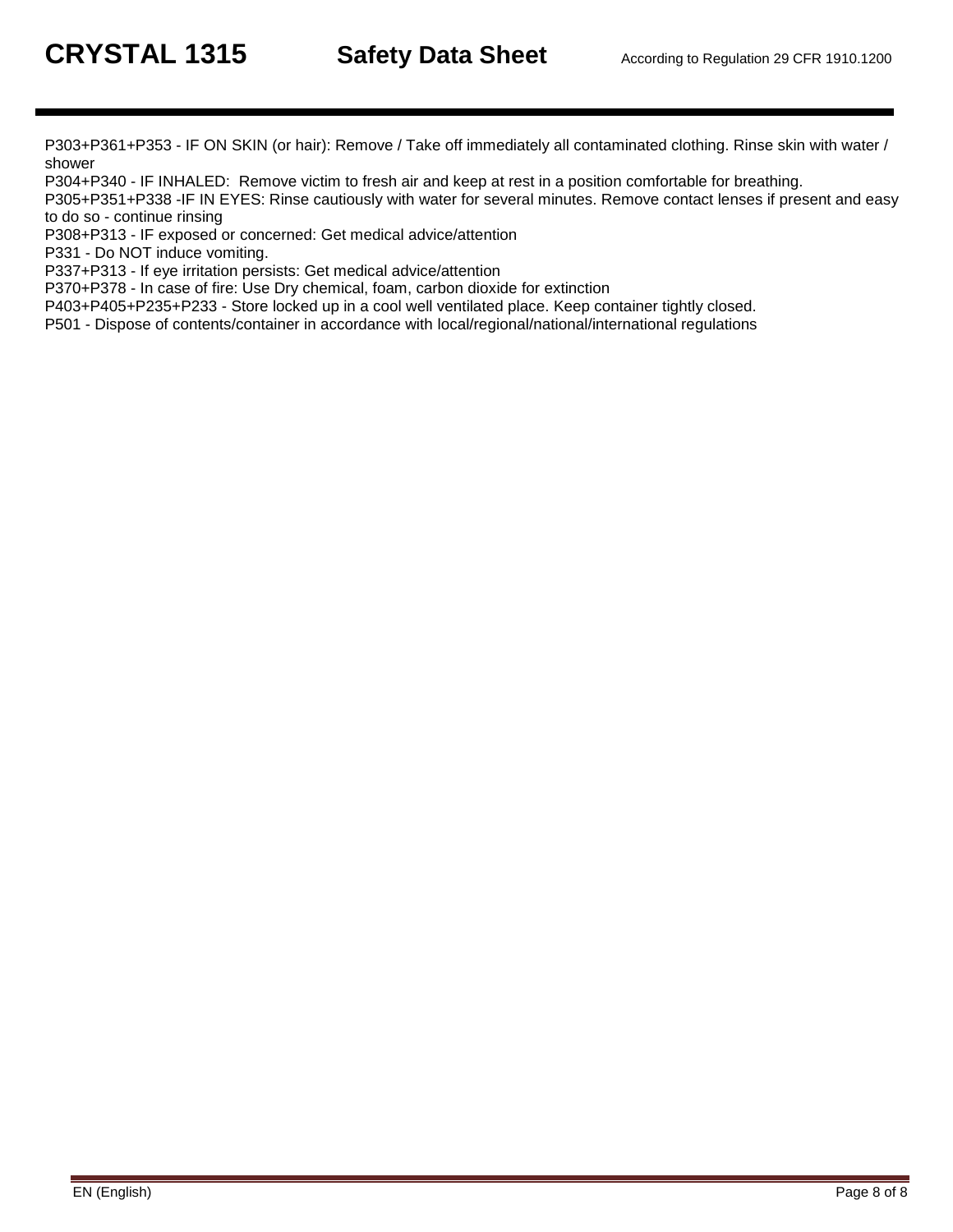P303+P361+P353 - IF ON SKIN (or hair): Remove / Take off immediately all contaminated clothing. Rinse skin with water / shower

P304+P340 - IF INHALED: Remove victim to fresh air and keep at rest in a position comfortable for breathing.

P305+P351+P338 -IF IN EYES: Rinse cautiously with water for several minutes. Remove contact lenses if present and easy to do so - continue rinsing

P308+P313 - IF exposed or concerned: Get medical advice/attention

P331 - Do NOT induce vomiting.

P337+P313 - If eye irritation persists: Get medical advice/attention

P370+P378 - In case of fire: Use Dry chemical, foam, carbon dioxide for extinction

P403+P405+P235+P233 - Store locked up in a cool well ventilated place. Keep container tightly closed.

P501 - Dispose of contents/container in accordance with local/regional/national/international regulations